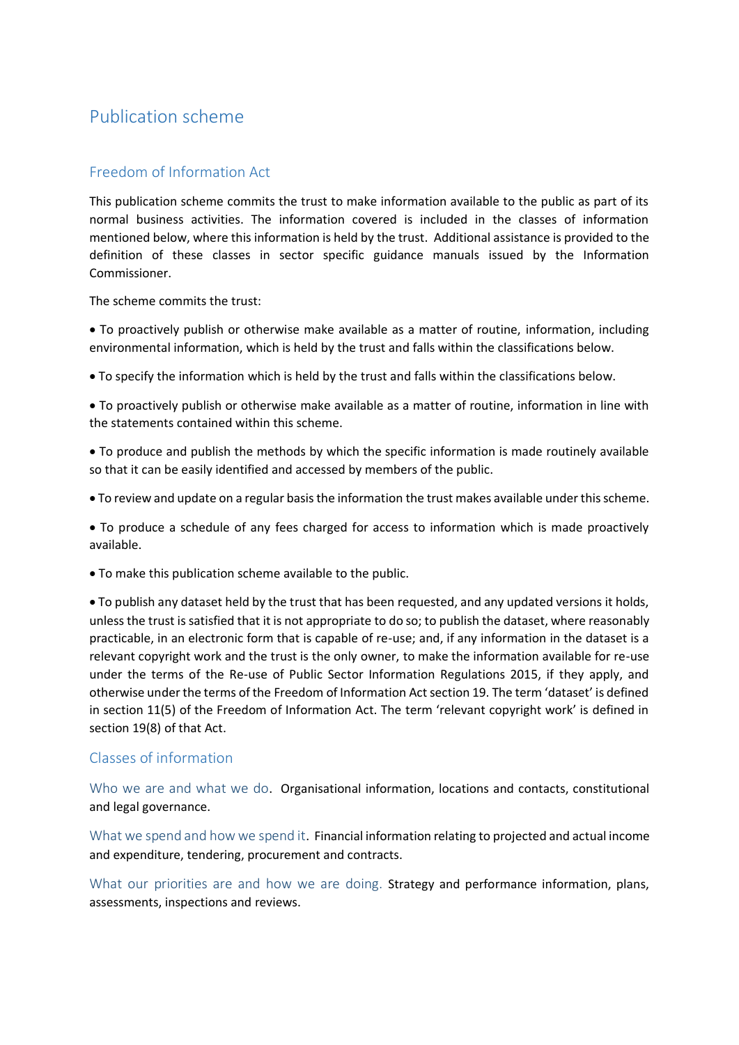# Publication scheme

## Freedom of Information Act

This publication scheme commits the trust to make information available to the public as part of its normal business activities. The information covered is included in the classes of information mentioned below, where this information is held by the trust. Additional assistance is provided to the definition of these classes in sector specific guidance manuals issued by the Information Commissioner.

The scheme commits the trust:

- To proactively publish or otherwise make available as a matter of routine, information, including environmental information, which is held by the trust and falls within the classifications below.
- To specify the information which is held by the trust and falls within the classifications below.
- To proactively publish or otherwise make available as a matter of routine, information in line with the statements contained within this scheme.
- To produce and publish the methods by which the specific information is made routinely available so that it can be easily identified and accessed by members of the public.
- To review and update on a regular basis the information the trust makes available under this scheme.
- To produce a schedule of any fees charged for access to information which is made proactively available.
- To make this publication scheme available to the public.
- To publish any dataset held by the trust that has been requested, and any updated versions it holds, unless the trust is satisfied that it is not appropriate to do so; to publish the dataset, where reasonably practicable, in an electronic form that is capable of re-use; and, if any information in the dataset is a relevant copyright work and the trust is the only owner, to make the information available for re-use under the terms of the Re-use of Public Sector Information Regulations 2015, if they apply, and otherwise under the terms of the Freedom of Information Act section 19. The term 'dataset' is defined in section 11(5) of the Freedom of Information Act. The term 'relevant copyright work' is defined in section 19(8) of that Act.

## Classes of information

**Who we are and what we do**. Organisational information, locations and contacts, constitutional and legal governance.

**What we spend and how we spend it**. Financial information relating to projected and actual income and expenditure, tendering, procurement and contracts.

**What our priorities are and how we are doing.** Strategy and performance information, plans, assessments, inspections and reviews.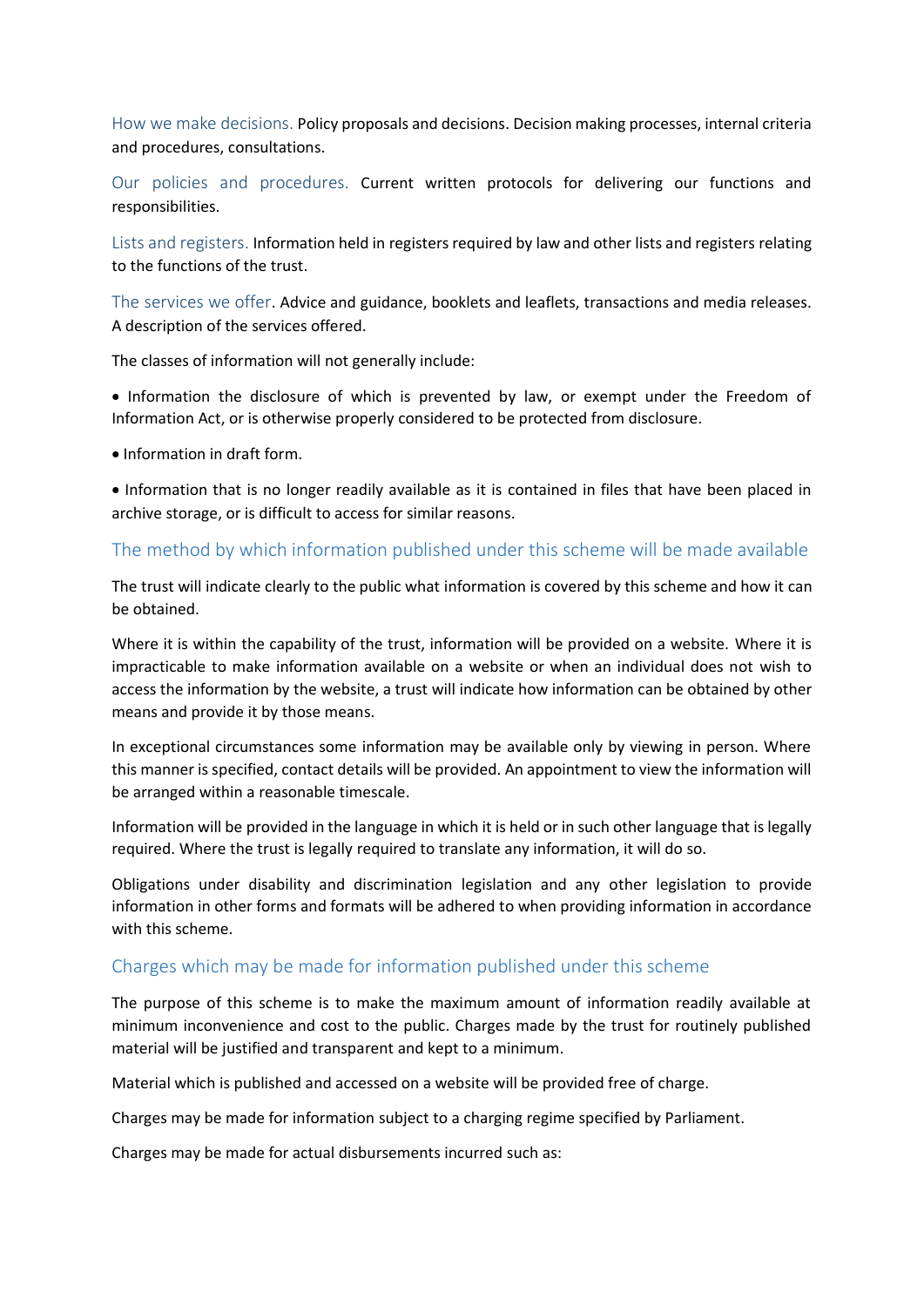How we make decisions. Policy proposals and decisions. Decision making processes, internal criteria and procedures, consultations.

Our policies and procedures. Current written protocols for delivering our functions and responsibilities.

Lists and registers. Information held in registers required by law and other lists and registers relating to the functions of the trust.

The services we offer. Advice and guidance, booklets and leaflets, transactions and media releases. A description of the services offered.

The classes of information will not generally include:

- Information the disclosure of which is prevented by law, or exempt under the Freedom of Information Act, or is otherwise properly considered to be protected from disclosure.
- Information in draft form.
- Information that is no longer readily available as it is contained in files that have been placed in archive storage, or is difficult to access for similar reasons.

## The method by which information published under this scheme will be made available

The trust will indicate clearly to the public what information is covered by this scheme and how it can be obtained.

Where it is within the capability of the trust, information will be provided on a website. Where it is impracticable to make information available on a website or when an individual does not wish to access the information by the website, a trust will indicate how information can be obtained by other means and provide it by those means.

In exceptional circumstances some information may be available only by viewing in person. Where this manner is specified, contact details will be provided. An appointment to view the information will be arranged within a reasonable timescale.

Information will be provided in the language in which it is held or in such other language that is legally required. Where the trust is legally required to translate any information, it will do so.

Obligations under disability and discrimination legislation and any other legislation to provide information in other forms and formats will be adhered to when providing information in accordance with this scheme.

## Charges which may be made for information published under this scheme

The purpose of this scheme is to make the maximum amount of information readily available at minimum inconvenience and cost to the public. Charges made by the trust for routinely published material will be justified and transparent and kept to a minimum.

Material which is published and accessed on a website will be provided free of charge.

Charges may be made for information subject to a charging regime specified by Parliament.

Charges may be made for actual disbursements incurred such as: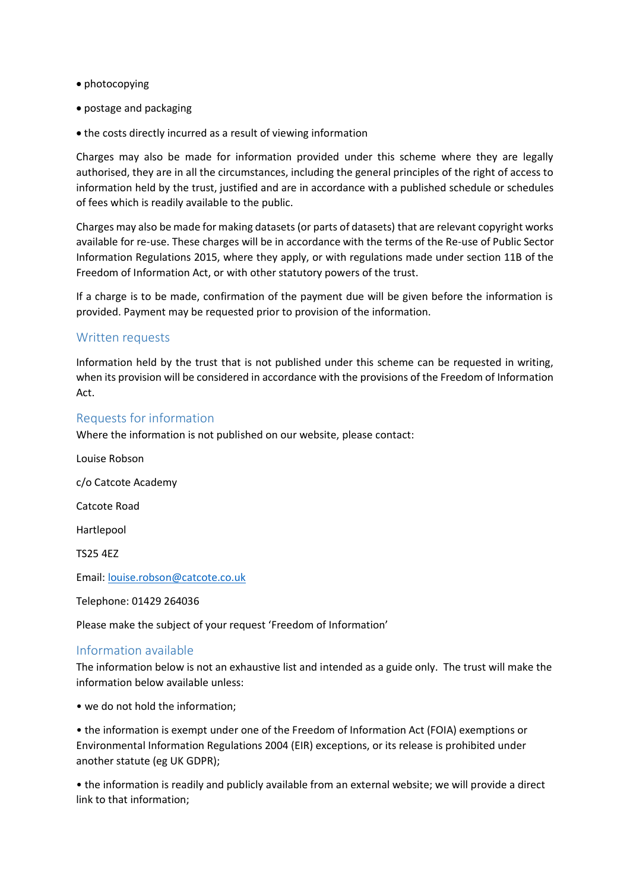- photocopying
- postage and packaging
- the costs directly incurred as a result of viewing information

Charges may also be made for information provided under this scheme where they are legally authorised, they are in all the circumstances, including the general principles of the right of access to information held by the trust, justified and are in accordance with a published schedule or schedules of fees which is readily available to the public.

Charges may also be made for making datasets (or parts of datasets) that are relevant copyright works available for re-use. These charges will be in accordance with the terms of the Re-use of Public Sector Information Regulations 2015, where they apply, or with regulations made under section 11B of the Freedom of Information Act, or with other statutory powers of the trust.

If a charge is to be made, confirmation of the payment due will be given before the information is provided. Payment may be requested prior to provision of the information.

## Written requests

Information held by the trust that is not published under this scheme can be requested in writing, when its provision will be considered in accordance with the provisions of the Freedom of Information Act.

## Requests for information

Where the information is not published on our website, please contact:

Louise Robson

c/o Catcote Academy

Catcote Road

Hartlepool

TS25 4EZ

Email: louise.robson@catcote.co.uk

Telephone: 01429 264036

Please make the subject of your request 'Freedom of Information'

## Information available

The information below is not an exhaustive list and intended as a guide only. The trust will make the information below available unless:

- we do not hold the information;
- the information is exempt under one of the Freedom of Information Act (FOIA) exemptions or Environmental Information Regulations 2004 (EIR) exceptions, or its release is prohibited under another statute (eg UK GDPR);
- the information is readily and publicly available from an external website; we will provide a direct link to that information;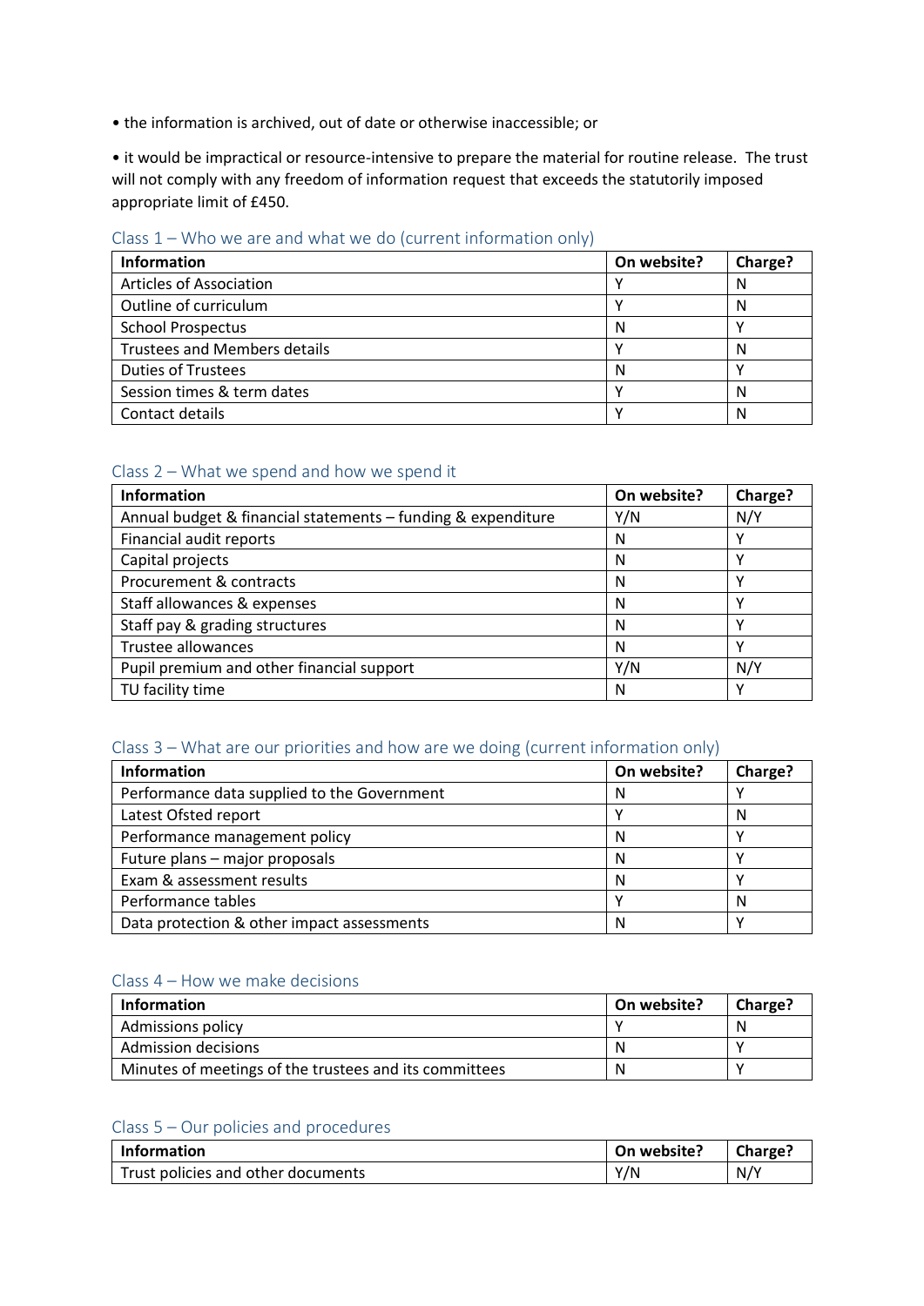- the information is archived, out of date or otherwise inaccessible; or
- it would be impractical or resource-intensive to prepare the material for routine release. The trust will not comply with any freedom of information request that exceeds the statutorily imposed appropriate limit of £450.

### Class 1 – Who we are and what we do (current information only)

| Information | On website? | Charge? |
|---|---|---|
| Articles of Association | Y | N |
| Outline of curriculum | Y | N |
| School Prospectus | N | Y |
| Trustees and Members details | Y | N |
| Duties of Trustees | N | Y |
| Session times & term dates | Y | N |
| Contact details | Y | N |

### Class 2 – What we spend and how we spend it

| Information | On website? | Charge? |
|---|---|---|
| Annual budget & financial statements – funding & expenditure | Y/N | N/Y |
| Financial audit reports | N | Y |
| Capital projects | N | Y |
| Procurement & contracts | N | Y |
| Staff allowances & expenses | N | Y |
| Staff pay & grading structures | N | Y |
| Trustee allowances | N | Y |
| Pupil premium and other financial support | Y/N | N/Y |
| TU facility time | N | Y |

### Class 3 – What are our priorities and how are we doing (current information only)

| Information | On website? | Charge? |
|---|---|---|
| Performance data supplied to the Government | N | Y |
| Latest Ofsted report | Y | N |
| Performance management policy | N | Y |
| Future plans – major proposals | N | Y |
| Exam & assessment results | N | Y |
| Performance tables | Y | N |
| Data protection & other impact assessments | N | Y |

### Class 4 – How we make decisions

| Information | On website? | Charge? |
|---|---|---|
| Admissions policy | Y | N |
| Admission decisions | N | Y |
| Minutes of meetings of the trustees and its committees | N | Y |

### Class 5 – Our policies and procedures

| Information | On website? | Charge? |
|---|---|---|
| Trust policies and other documents | Y/N | N/Y |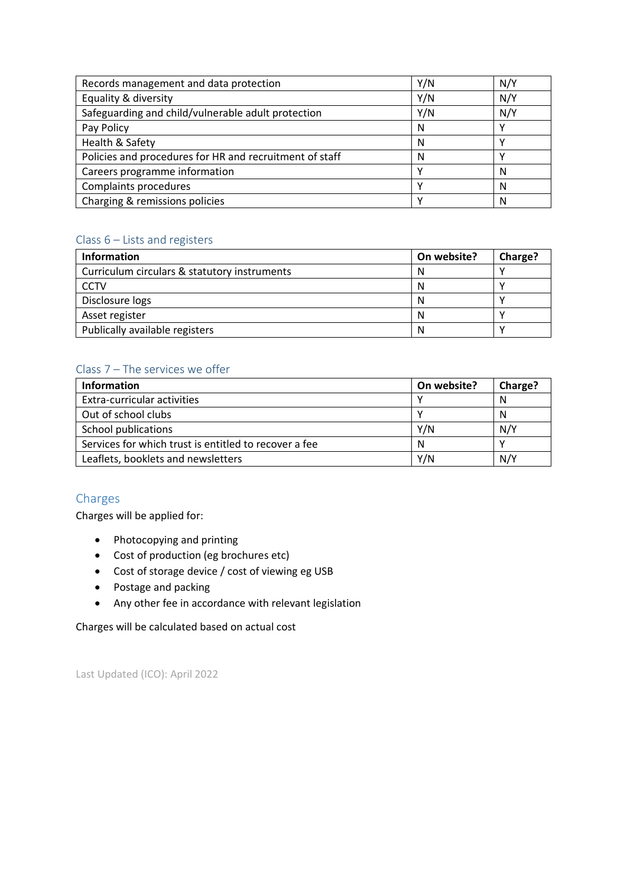| | | |
|---|---|---|
| Records management and data protection | Y/N | N/Y |
| Equality & diversity | Y/N | N/Y |
| Safeguarding and child/vulnerable adult protection | Y/N | N/Y |
| Pay Policy | N | Y |
| Health & Safety | N | Y |
| Policies and procedures for HR and recruitment of staff | N | Y |
| Careers programme information | Y | N |
| Complaints procedures | Y | N |
| Charging & remissions policies | Y | N |

## Class 6 – Lists and registers

| Information | On website? | Charge? |
|---|---|---|
| Curriculum circulars & statutory instruments | N | Y |
| CCTV | N | Y |
| Disclosure logs | N | Y |
| Asset register | N | Y |
| Publically available registers | N | Y |

## Class 7 – The services we offer

| Information | On website? | Charge? |
|---|---|---|
| Extra-curricular activities | Y | N |
| Out of school clubs | Y | N |
| School publications | Y/N | N/Y |
| Services for which trust is entitled to recover a fee | N | Y |
| Leaflets, booklets and newsletters | Y/N | N/Y |

## Charges

Charges will be applied for:

- Photocopying and printing
- Cost of production (eg brochures etc)
- Cost of storage device / cost of viewing eg USB
- Postage and packing
- Any other fee in accordance with relevant legislation

Charges will be calculated based on actual cost

Last Updated (ICO): April 2022